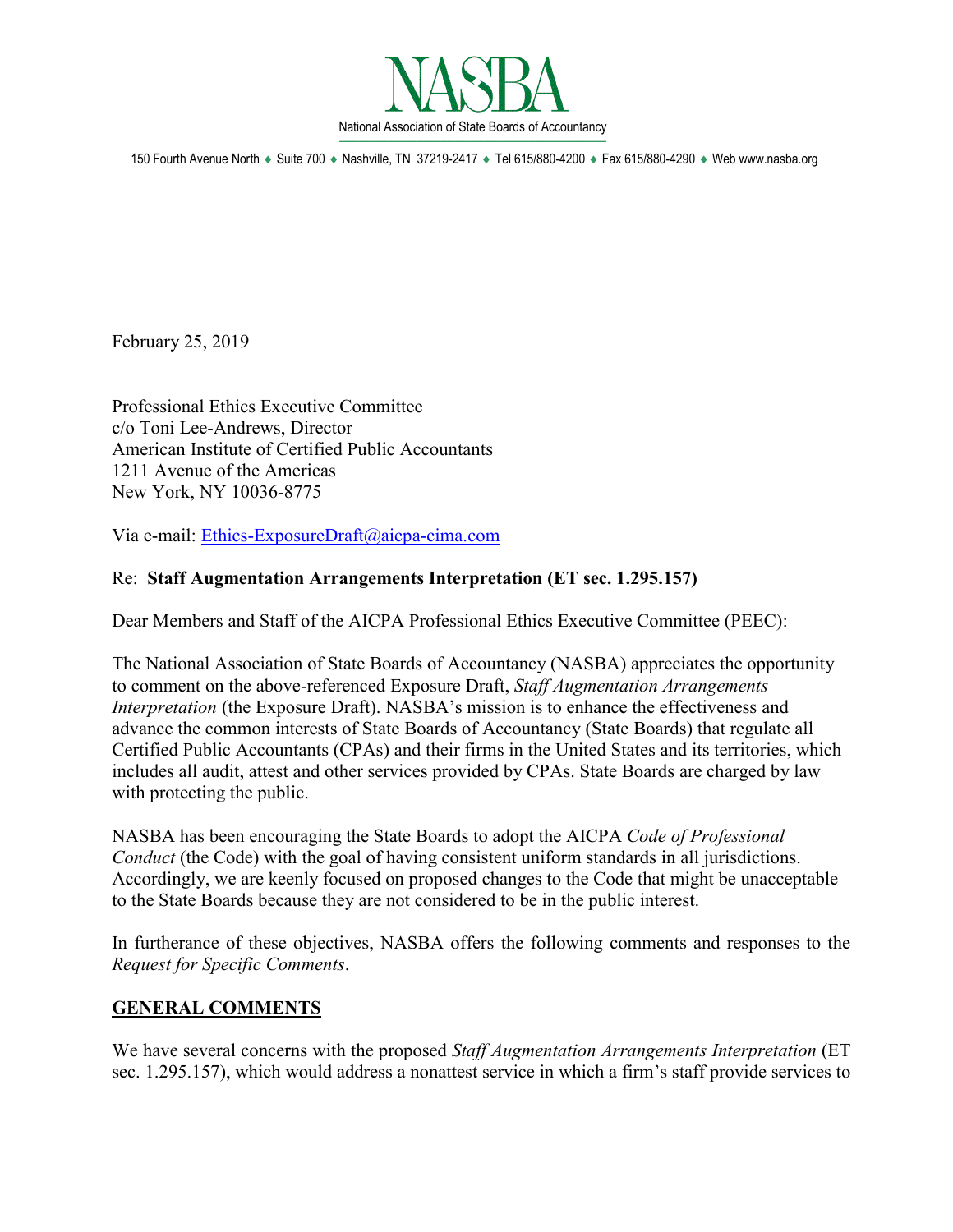# NASBA

National Association of State Boards of Accountancy

150 Fourth Avenue North ♦ Suite 700 ♦ Nashville, TN 37219-2417 ♦ Tel 615/880-4200 ♦ Fax 615/880-4290 ♦ Web www.nasba.org

February 25, 2019

Professional Ethics Executive Committee
c/o Toni Lee-Andrews, Director
American Institute of Certified Public Accountants
1211 Avenue of the Americas
New York, NY 10036-8775

Via e-mail: Ethics-ExposureDraft@aicpa-cima.com

Re: **Staff Augmentation Arrangements Interpretation (ET sec. 1.295.157)**

Dear Members and Staff of the AICPA Professional Ethics Executive Committee (PEEC):

The National Association of State Boards of Accountancy (NASBA) appreciates the opportunity to comment on the above-referenced Exposure Draft, *Staff Augmentation Arrangements Interpretation* (the Exposure Draft). NASBA's mission is to enhance the effectiveness and advance the common interests of State Boards of Accountancy (State Boards) that regulate all Certified Public Accountants (CPAs) and their firms in the United States and its territories, which includes all audit, attest and other services provided by CPAs. State Boards are charged by law with protecting the public.

NASBA has been encouraging the State Boards to adopt the AICPA *Code of Professional Conduct* (the Code) with the goal of having consistent uniform standards in all jurisdictions. Accordingly, we are keenly focused on proposed changes to the Code that might be unacceptable to the State Boards because they are not considered to be in the public interest.

In furtherance of these objectives, NASBA offers the following comments and responses to the *Request for Specific Comments*.

## GENERAL COMMENTS

We have several concerns with the proposed *Staff Augmentation Arrangements Interpretation* (ET sec. 1.295.157), which would address a nonattest service in which a firm's staff provide services to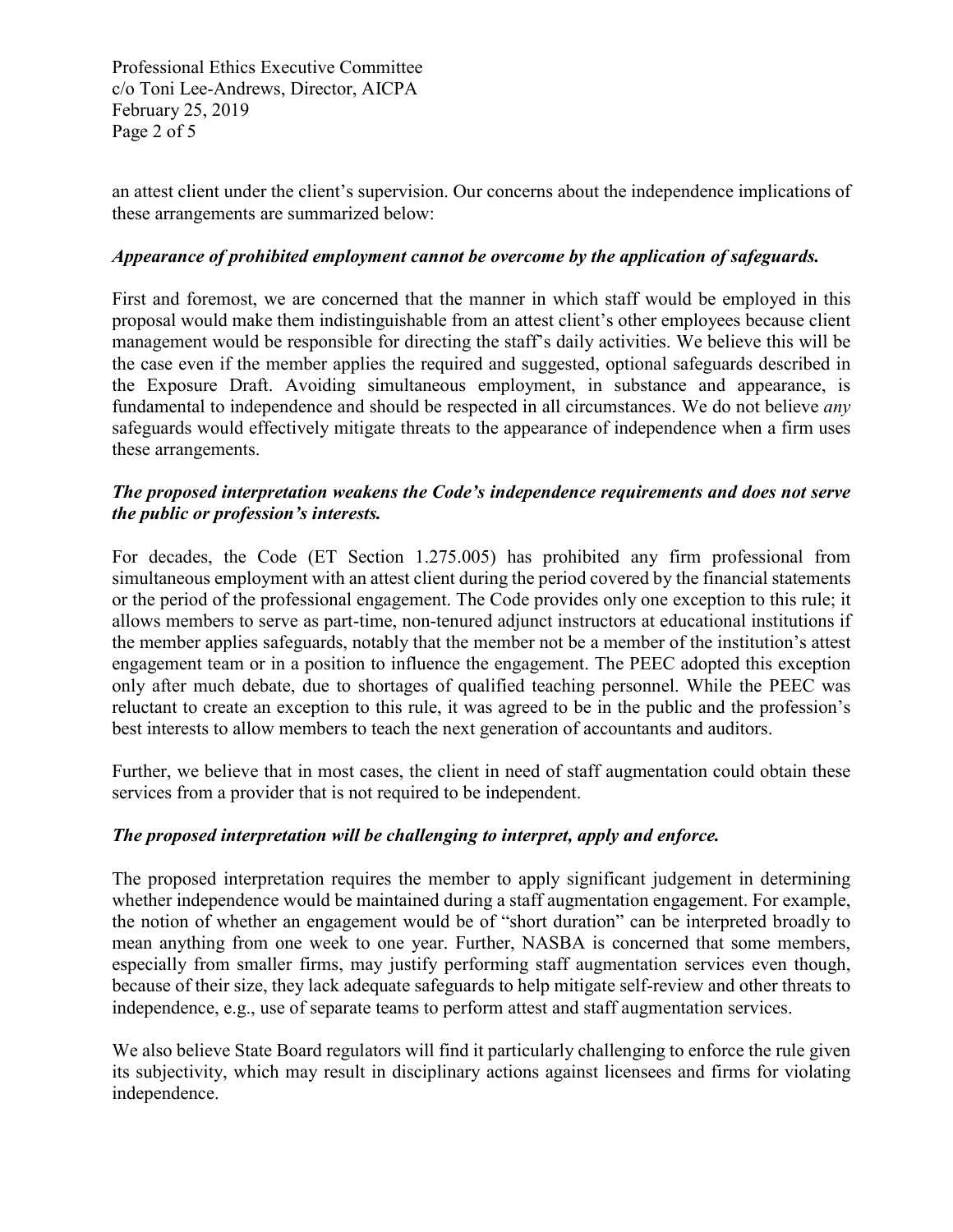an attest client under the client's supervision. Our concerns about the independence implications of these arrangements are summarized below:

***Appearance of prohibited employment cannot be overcome by the application of safeguards.***

First and foremost, we are concerned that the manner in which staff would be employed in this proposal would make them indistinguishable from an attest client's other employees because client management would be responsible for directing the staff's daily activities. We believe this will be the case even if the member applies the required and suggested, optional safeguards described in the Exposure Draft. Avoiding simultaneous employment, in substance and appearance, is fundamental to independence and should be respected in all circumstances. We do not believe *any* safeguards would effectively mitigate threats to the appearance of independence when a firm uses these arrangements.

***The proposed interpretation weakens the Code's independence requirements and does not serve the public or profession's interests.***

For decades, the Code (ET Section 1.275.005) has prohibited any firm professional from simultaneous employment with an attest client during the period covered by the financial statements or the period of the professional engagement. The Code provides only one exception to this rule; it allows members to serve as part-time, non-tenured adjunct instructors at educational institutions if the member applies safeguards, notably that the member not be a member of the institution's attest engagement team or in a position to influence the engagement. The PEEC adopted this exception only after much debate, due to shortages of qualified teaching personnel. While the PEEC was reluctant to create an exception to this rule, it was agreed to be in the public and the profession's best interests to allow members to teach the next generation of accountants and auditors.

Further, we believe that in most cases, the client in need of staff augmentation could obtain these services from a provider that is not required to be independent.

***The proposed interpretation will be challenging to interpret, apply and enforce.***

The proposed interpretation requires the member to apply significant judgement in determining whether independence would be maintained during a staff augmentation engagement. For example, the notion of whether an engagement would be of "short duration" can be interpreted broadly to mean anything from one week to one year. Further, NASBA is concerned that some members, especially from smaller firms, may justify performing staff augmentation services even though, because of their size, they lack adequate safeguards to help mitigate self-review and other threats to independence, e.g., use of separate teams to perform attest and staff augmentation services.

We also believe State Board regulators will find it particularly challenging to enforce the rule given its subjectivity, which may result in disciplinary actions against licensees and firms for violating independence.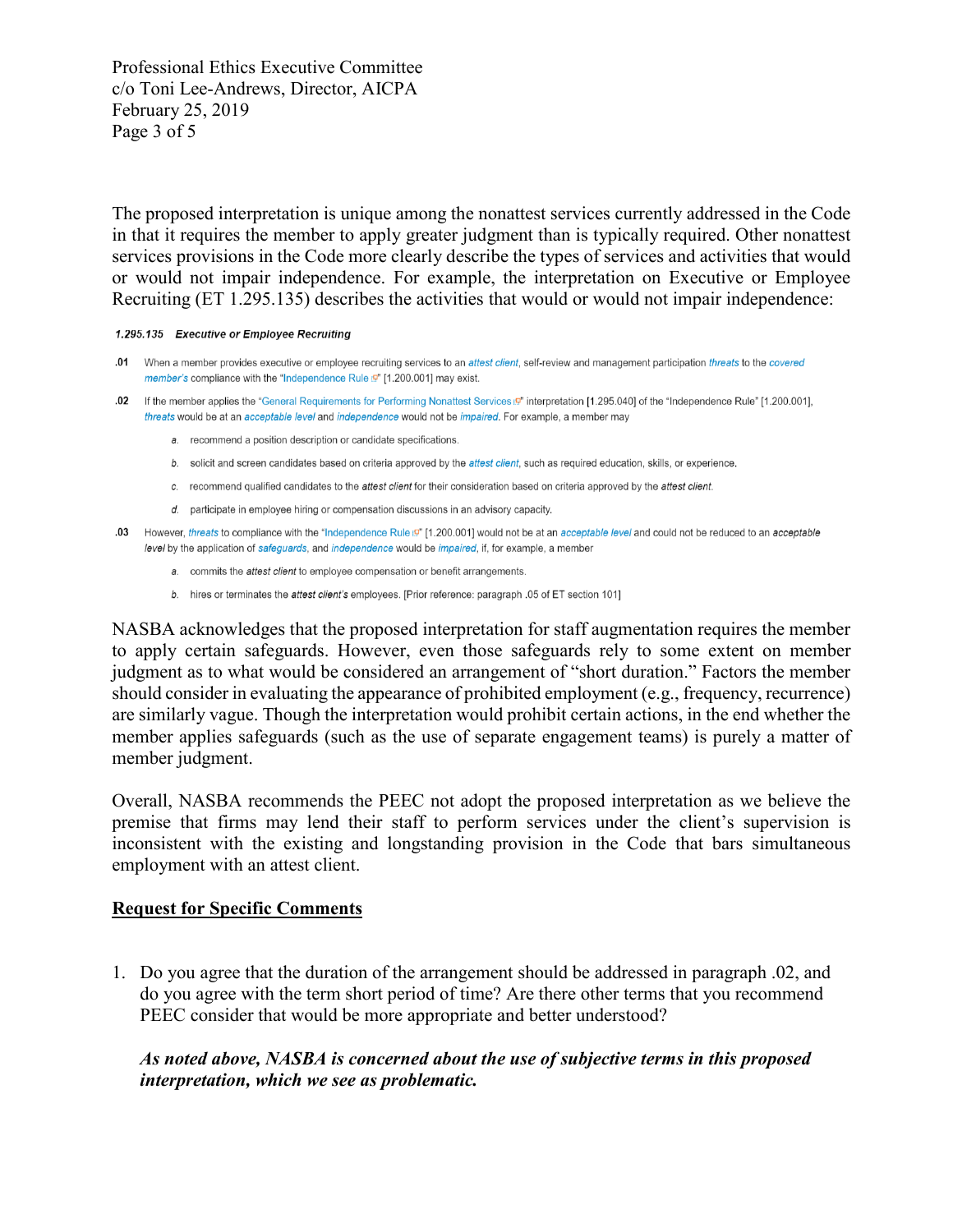The proposed interpretation is unique among the nonattest services currently addressed in the Code in that it requires the member to apply greater judgment than is typically required. Other nonattest services provisions in the Code more clearly describe the types of services and activities that would or would not impair independence. For example, the interpretation on Executive or Employee Recruiting (ET 1.295.135) describes the activities that would or would not impair independence:

**1.295.135 Executive or Employee Recruiting**

.01 When a member provides executive or employee recruiting services to an *attest client*, self-review and management participation *threats* to the *covered member's* compliance with the "Independence Rule" [1.200.001] may exist.

.02 If the member applies the "General Requirements for Performing Nonattest Services" interpretation [1.295.040] of the "Independence Rule" [1.200.001], *threats* would be at an *acceptable level* and *independence* would not be *impaired*. For example, a member may

- a. recommend a position description or candidate specifications.
- b. solicit and screen candidates based on criteria approved by the *attest client*, such as required education, skills, or experience.
- c. recommend qualified candidates to the *attest client* for their consideration based on criteria approved by the *attest client*.
- d. participate in employee hiring or compensation discussions in an advisory capacity.

.03 However, *threats* to compliance with the "Independence Rule" [1.200.001] would not be at an *acceptable level* and could not be reduced to an *acceptable level* by the application of *safeguards*, and *independence* would be *impaired*, if, for example, a member

- a. commits the *attest client* to employee compensation or benefit arrangements.
- b. hires or terminates the *attest client's* employees. [Prior reference: paragraph .05 of ET section 101]

NASBA acknowledges that the proposed interpretation for staff augmentation requires the member to apply certain safeguards. However, even those safeguards rely to some extent on member judgment as to what would be considered an arrangement of "short duration." Factors the member should consider in evaluating the appearance of prohibited employment (e.g., frequency, recurrence) are similarly vague. Though the interpretation would prohibit certain actions, in the end whether the member applies safeguards (such as the use of separate engagement teams) is purely a matter of member judgment.

Overall, NASBA recommends the PEEC not adopt the proposed interpretation as we believe the premise that firms may lend their staff to perform services under the client's supervision is inconsistent with the existing and longstanding provision in the Code that bars simultaneous employment with an attest client.

## Request for Specific Comments

1. Do you agree that the duration of the arrangement should be addressed in paragraph .02, and do you agree with the term short period of time? Are there other terms that you recommend PEEC consider that would be more appropriate and better understood?

   ***As noted above, NASBA is concerned about the use of subjective terms in this proposed interpretation, which we see as problematic.***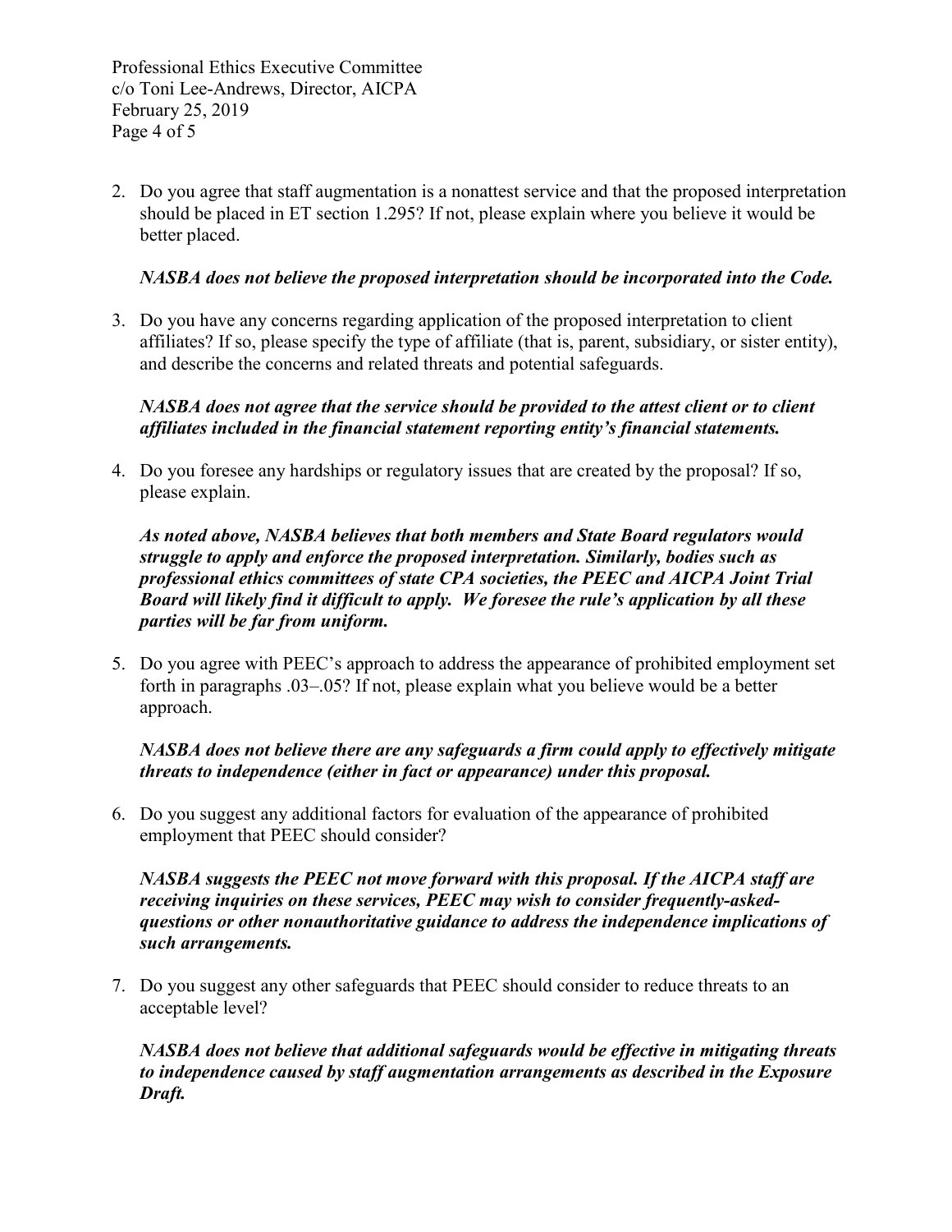2. Do you agree that staff augmentation is a nonattest service and that the proposed interpretation should be placed in ET section 1.295? If not, please explain where you believe it would be better placed.

   ***NASBA does not believe the proposed interpretation should be incorporated into the Code.***

3. Do you have any concerns regarding application of the proposed interpretation to client affiliates? If so, please specify the type of affiliate (that is, parent, subsidiary, or sister entity), and describe the concerns and related threats and potential safeguards.

   ***NASBA does not agree that the service should be provided to the attest client or to client affiliates included in the financial statement reporting entity's financial statements.***

4. Do you foresee any hardships or regulatory issues that are created by the proposal? If so, please explain.

   ***As noted above, NASBA believes that both members and State Board regulators would struggle to apply and enforce the proposed interpretation. Similarly, bodies such as professional ethics committees of state CPA societies, the PEEC and AICPA Joint Trial Board will likely find it difficult to apply. We foresee the rule's application by all these parties will be far from uniform.***

5. Do you agree with PEEC's approach to address the appearance of prohibited employment set forth in paragraphs .03–.05? If not, please explain what you believe would be a better approach.

   ***NASBA does not believe there are any safeguards a firm could apply to effectively mitigate threats to independence (either in fact or appearance) under this proposal.***

6. Do you suggest any additional factors for evaluation of the appearance of prohibited employment that PEEC should consider?

   ***NASBA suggests the PEEC not move forward with this proposal. If the AICPA staff are receiving inquiries on these services, PEEC may wish to consider frequently-asked-questions or other nonauthoritative guidance to address the independence implications of such arrangements.***

7. Do you suggest any other safeguards that PEEC should consider to reduce threats to an acceptable level?

   ***NASBA does not believe that additional safeguards would be effective in mitigating threats to independence caused by staff augmentation arrangements as described in the Exposure Draft.***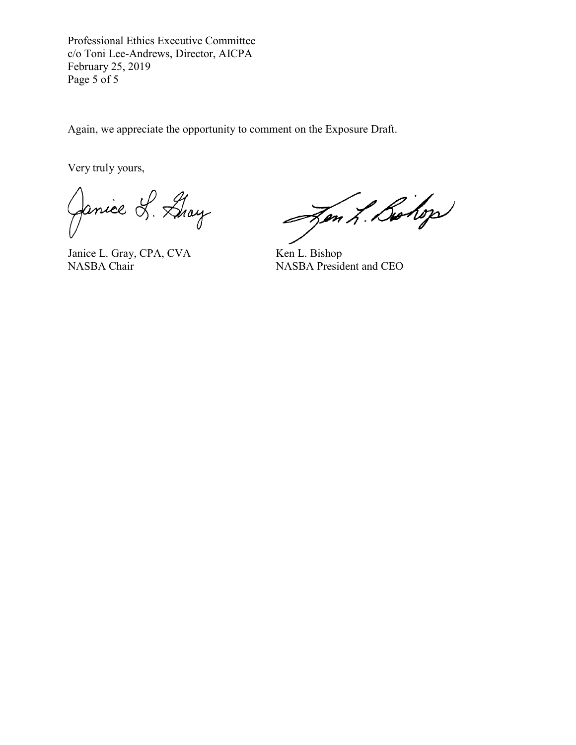Again, we appreciate the opportunity to comment on the Exposure Draft.

Very truly yours,

Janice L. Gray, CPA, CVA
NASBA Chair

Ken L. Bishop
NASBA President and CEO